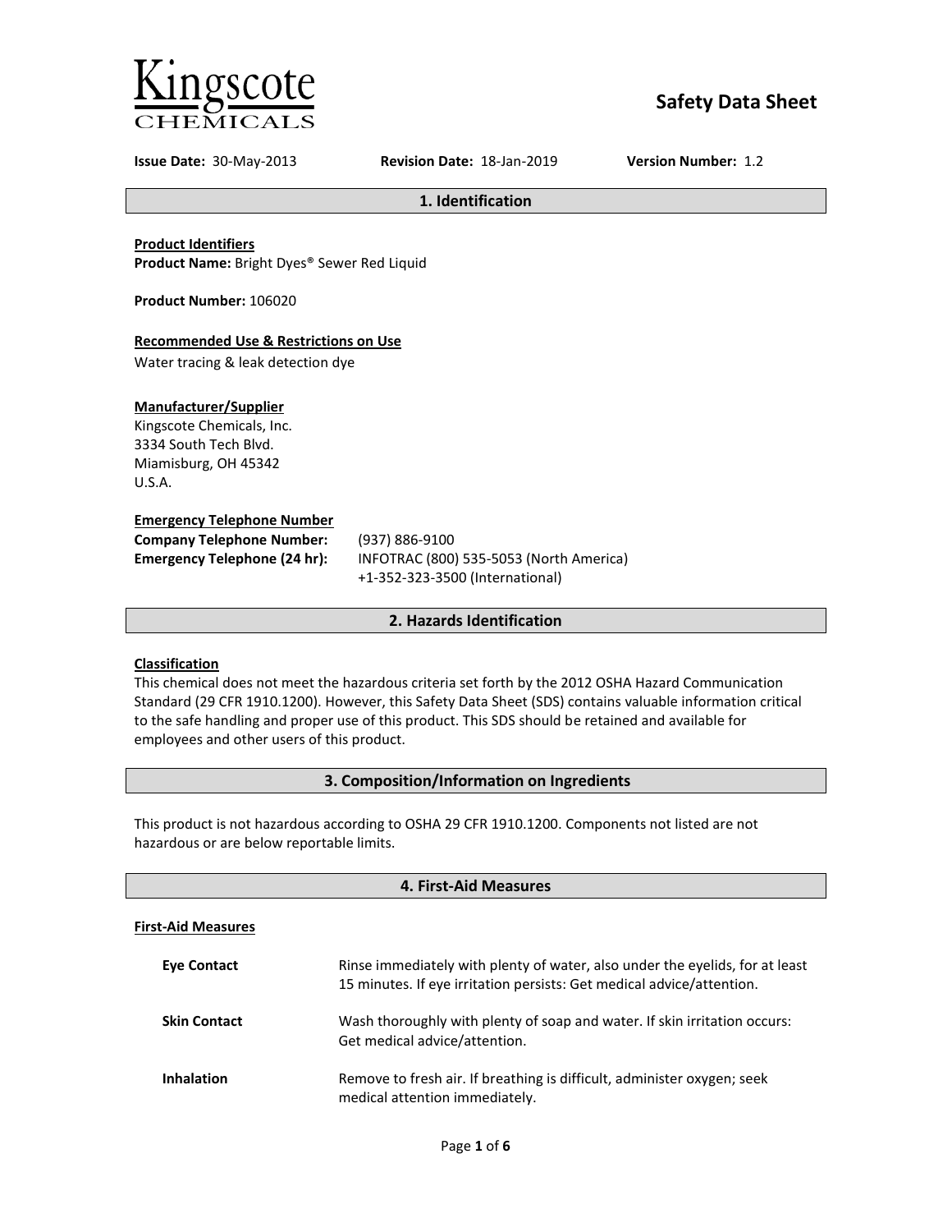Kingscote CHEMICALS

# Safety Data Sheet

**Issue Date:** 30-May-2013 **Revision Date:** 18-Jan-2019 **Version Number:** 1.2

## 1. Identification

**Product Identifiers**

**Product Name:** Bright Dyes® Sewer Red Liquid

**Product Number:** 106020

**Recommended Use & Restrictions on Use**

Water tracing & leak detection dye

**Manufacturer/Supplier**

Kingscote Chemicals, Inc.
3334 South Tech Blvd.
Miamisburg, OH 45342
U.S.A.

**Emergency Telephone Number**

**Company Telephone Number:** (937) 886-9100

**Emergency Telephone (24 hr):** INFOTRAC (800) 535-5053 (North America)
+1-352-323-3500 (International)

## 2. Hazards Identification

**Classification**

This chemical does not meet the hazardous criteria set forth by the 2012 OSHA Hazard Communication Standard (29 CFR 1910.1200). However, this Safety Data Sheet (SDS) contains valuable information critical to the safe handling and proper use of this product. This SDS should be retained and available for employees and other users of this product.

## 3. Composition/Information on Ingredients

This product is not hazardous according to OSHA 29 CFR 1910.1200. Components not listed are not hazardous or are below reportable limits.

## 4. First-Aid Measures

**First-Aid Measures**

**Eye Contact** Rinse immediately with plenty of water, also under the eyelids, for at least 15 minutes. If eye irritation persists: Get medical advice/attention.

**Skin Contact** Wash thoroughly with plenty of soap and water. If skin irritation occurs: Get medical advice/attention.

**Inhalation** Remove to fresh air. If breathing is difficult, administer oxygen; seek medical attention immediately.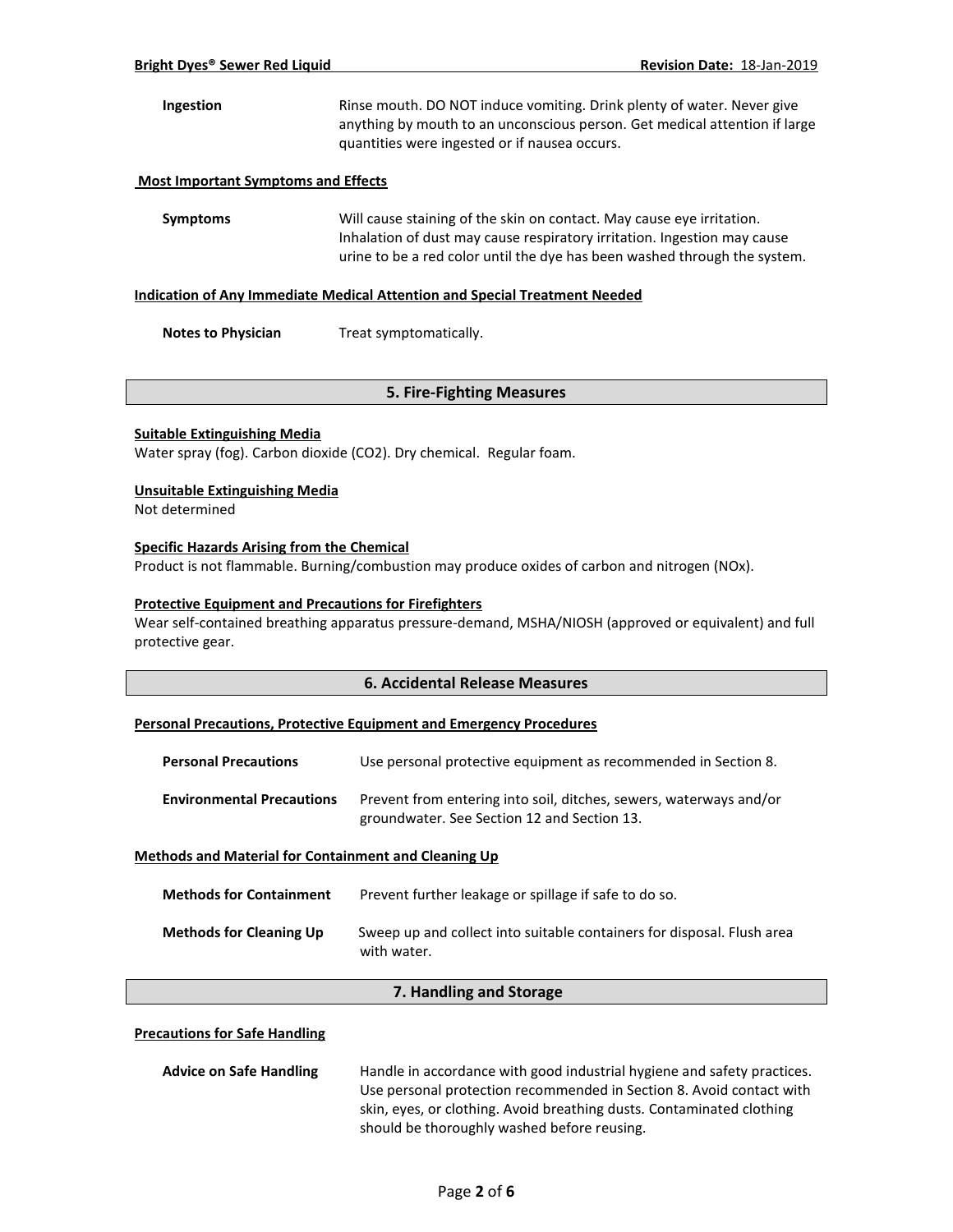**Ingestion** Rinse mouth. DO NOT induce vomiting. Drink plenty of water. Never give anything by mouth to an unconscious person. Get medical attention if large quantities were ingested or if nausea occurs.

**Most Important Symptoms and Effects**

**Symptoms** Will cause staining of the skin on contact. May cause eye irritation. Inhalation of dust may cause respiratory irritation. Ingestion may cause urine to be a red color until the dye has been washed through the system.

**Indication of Any Immediate Medical Attention and Special Treatment Needed**

**Notes to Physician** Treat symptomatically.

## 5. Fire-Fighting Measures

**Suitable Extinguishing Media**

Water spray (fog). Carbon dioxide ($CO_2$). Dry chemical. Regular foam.

**Unsuitable Extinguishing Media**

Not determined

**Specific Hazards Arising from the Chemical**

Product is not flammable. Burning/combustion may produce oxides of carbon and nitrogen (NOx).

**Protective Equipment and Precautions for Firefighters**

Wear self-contained breathing apparatus pressure-demand, MSHA/NIOSH (approved or equivalent) and full protective gear.

## 6. Accidental Release Measures

**Personal Precautions, Protective Equipment and Emergency Procedures**

**Personal Precautions** Use personal protective equipment as recommended in Section 8.

**Environmental Precautions** Prevent from entering into soil, ditches, sewers, waterways and/or groundwater. See Section 12 and Section 13.

**Methods and Material for Containment and Cleaning Up**

**Methods for Containment** Prevent further leakage or spillage if safe to do so.

**Methods for Cleaning Up** Sweep up and collect into suitable containers for disposal. Flush area with water.

## 7. Handling and Storage

**Precautions for Safe Handling**

**Advice on Safe Handling** Handle in accordance with good industrial hygiene and safety practices. Use personal protection recommended in Section 8. Avoid contact with skin, eyes, or clothing. Avoid breathing dusts. Contaminated clothing should be thoroughly washed before reusing.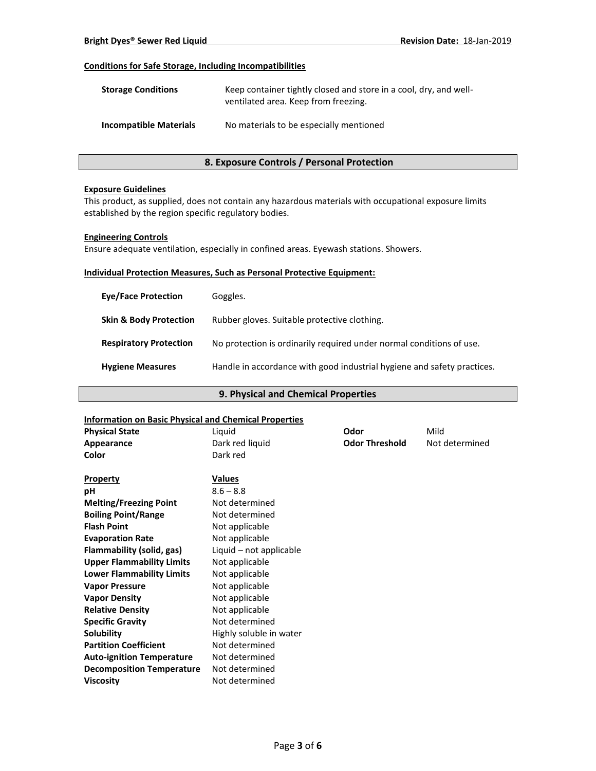**Conditions for Safe Storage, Including Incompatibilities**

| | |
|---|---|
| **Storage Conditions** | Keep container tightly closed and store in a cool, dry, and well-ventilated area. Keep from freezing. |
| **Incompatible Materials** | No materials to be especially mentioned |

## 8. Exposure Controls / Personal Protection

**Exposure Guidelines**

This product, as supplied, does not contain any hazardous materials with occupational exposure limits established by the region specific regulatory bodies.

**Engineering Controls**

Ensure adequate ventilation, especially in confined areas. Eyewash stations. Showers.

**Individual Protection Measures, Such as Personal Protective Equipment:**

| | |
|---|---|
| **Eye/Face Protection** | Goggles. |
| **Skin & Body Protection** | Rubber gloves. Suitable protective clothing. |
| **Respiratory Protection** | No protection is ordinarily required under normal conditions of use. |
| **Hygiene Measures** | Handle in accordance with good industrial hygiene and safety practices. |

## 9. Physical and Chemical Properties

**Information on Basic Physical and Chemical Properties**

| | | | |
|---|---|---|---|
| **Physical State** | Liquid | **Odor** | Mild |
| **Appearance** | Dark red liquid | **Odor Threshold** | Not determined |
| **Color** | Dark red | | |

| **Property** | **Values** |
|---|---|
| **pH** | 8.6 – 8.8 |
| **Melting/Freezing Point** | Not determined |
| **Boiling Point/Range** | Not determined |
| **Flash Point** | Not applicable |
| **Evaporation Rate** | Not applicable |
| **Flammability (solid, gas)** | Liquid – not applicable |
| **Upper Flammability Limits** | Not applicable |
| **Lower Flammability Limits** | Not applicable |
| **Vapor Pressure** | Not applicable |
| **Vapor Density** | Not applicable |
| **Relative Density** | Not applicable |
| **Specific Gravity** | Not determined |
| **Solubility** | Highly soluble in water |
| **Partition Coefficient** | Not determined |
| **Auto-ignition Temperature** | Not determined |
| **Decomposition Temperature** | Not determined |
| **Viscosity** | Not determined |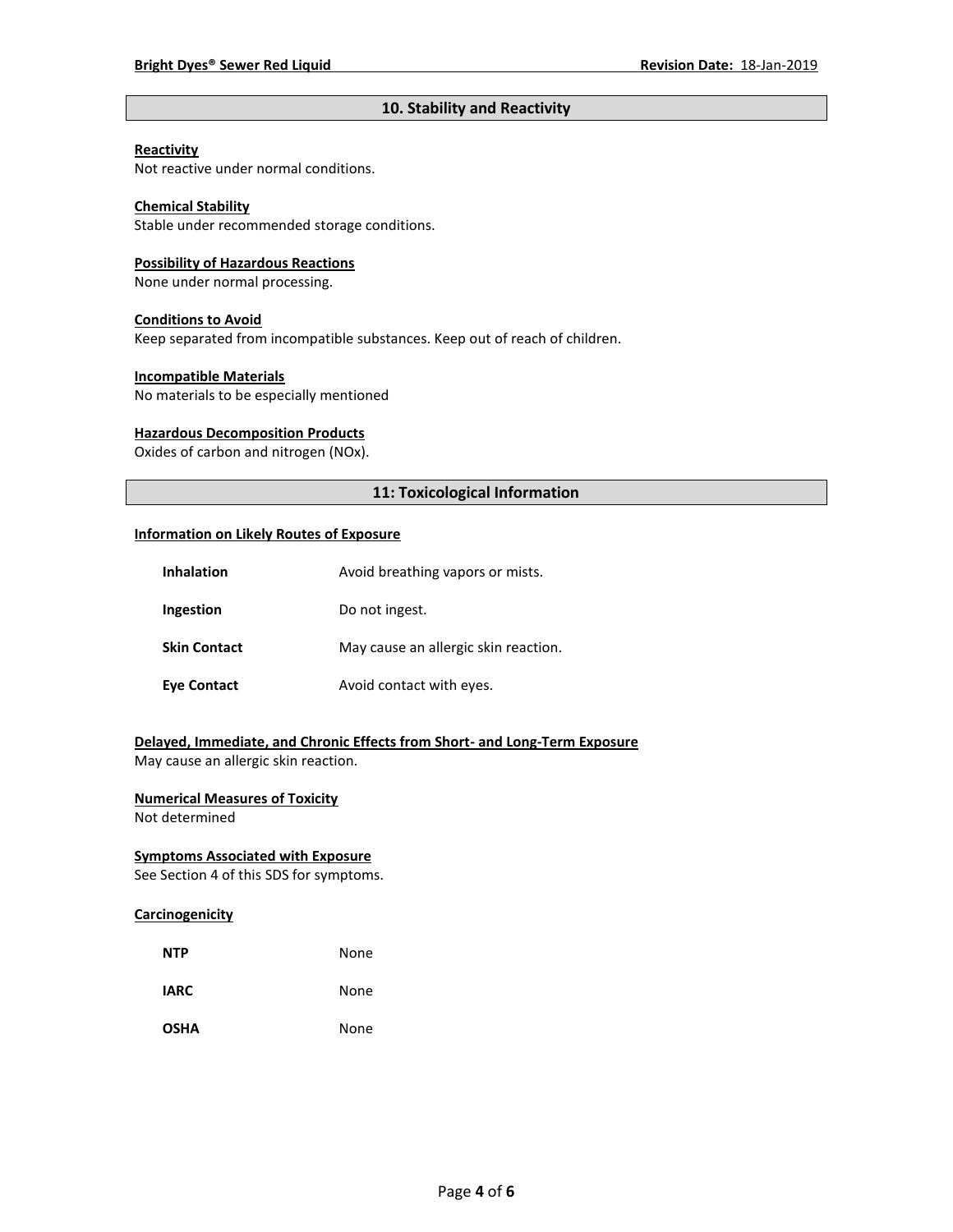## 10. Stability and Reactivity

**Reactivity**
Not reactive under normal conditions.

**Chemical Stability**
Stable under recommended storage conditions.

**Possibility of Hazardous Reactions**
None under normal processing.

**Conditions to Avoid**
Keep separated from incompatible substances. Keep out of reach of children.

**Incompatible Materials**
No materials to be especially mentioned

**Hazardous Decomposition Products**
Oxides of carbon and nitrogen (NOx).

## 11: Toxicological Information

**Information on Likely Routes of Exposure**

| | |
|---|---|
| **Inhalation** | Avoid breathing vapors or mists. |
| **Ingestion** | Do not ingest. |
| **Skin Contact** | May cause an allergic skin reaction. |
| **Eye Contact** | Avoid contact with eyes. |

**Delayed, Immediate, and Chronic Effects from Short- and Long-Term Exposure**
May cause an allergic skin reaction.

**Numerical Measures of Toxicity**
Not determined

**Symptoms Associated with Exposure**
See Section 4 of this SDS for symptoms.

**Carcinogenicity**

| | |
|---|---|
| **NTP** | None |
| **IARC** | None |
| **OSHA** | None |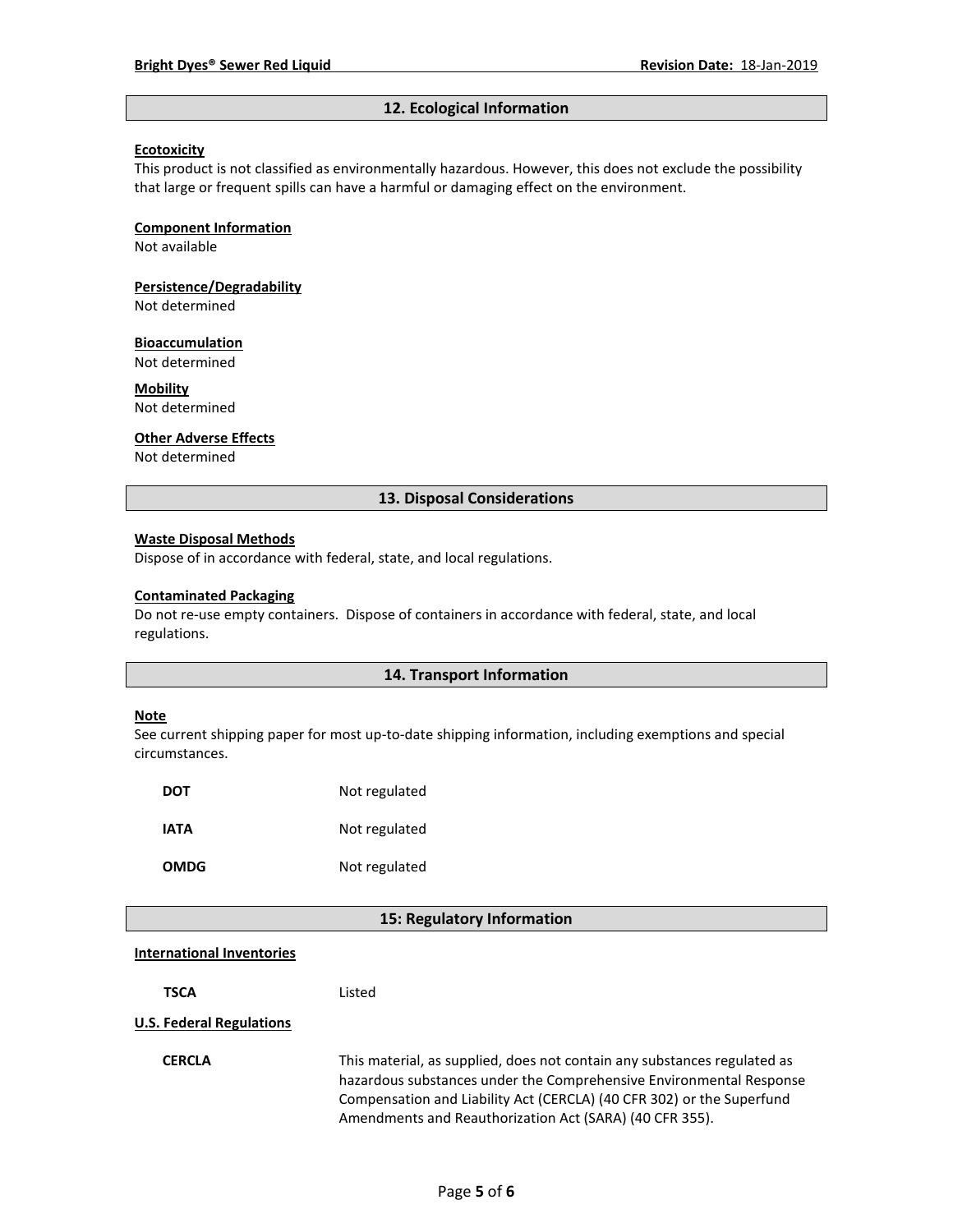## 12. Ecological Information

**Ecotoxicity**

This product is not classified as environmentally hazardous. However, this does not exclude the possibility that large or frequent spills can have a harmful or damaging effect on the environment.

**Component Information**

Not available

**Persistence/Degradability**

Not determined

**Bioaccumulation**

Not determined

**Mobility**

Not determined

**Other Adverse Effects**

Not determined

## 13. Disposal Considerations

**Waste Disposal Methods**

Dispose of in accordance with federal, state, and local regulations.

**Contaminated Packaging**

Do not re-use empty containers. Dispose of containers in accordance with federal, state, and local regulations.

## 14. Transport Information

**Note**

See current shipping paper for most up-to-date shipping information, including exemptions and special circumstances.

| | |
|---|---|
| **DOT** | Not regulated |
| **IATA** | Not regulated |
| **OMDG** | Not regulated |

## 15: Regulatory Information

**International Inventories**

| | |
|---|---|
| **TSCA** | Listed |

**U.S. Federal Regulations**

| | |
|---|---|
| **CERCLA** | This material, as supplied, does not contain any substances regulated as hazardous substances under the Comprehensive Environmental Response Compensation and Liability Act (CERCLA) (40 CFR 302) or the Superfund Amendments and Reauthorization Act (SARA) (40 CFR 355). |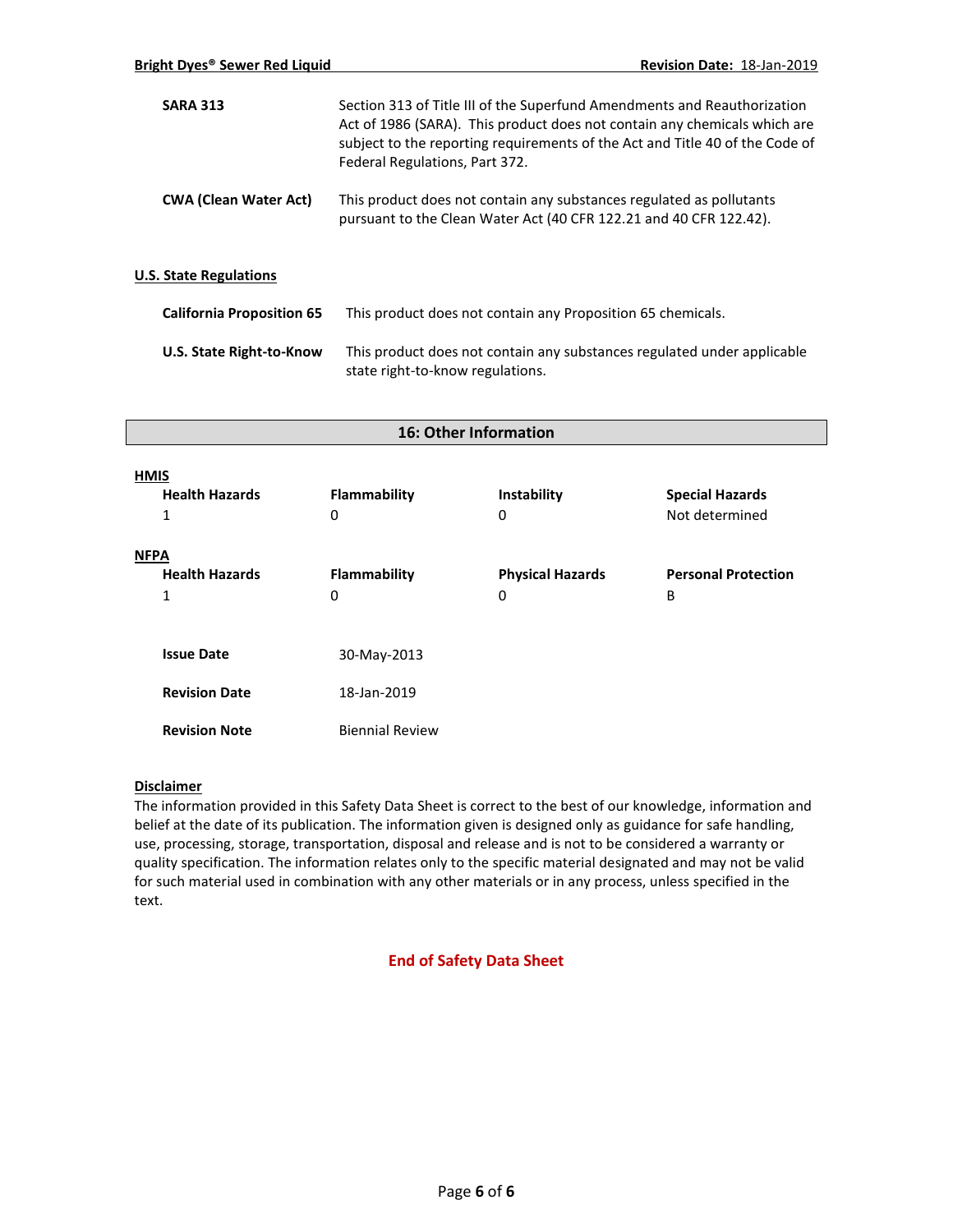| | |
|---|---|
| **SARA 313** | Section 313 of Title III of the Superfund Amendments and Reauthorization Act of 1986 (SARA). This product does not contain any chemicals which are subject to the reporting requirements of the Act and Title 40 of the Code of Federal Regulations, Part 372. |
| **CWA (Clean Water Act)** | This product does not contain any substances regulated as pollutants pursuant to the Clean Water Act (40 CFR 122.21 and 40 CFR 122.42). |

**U.S. State Regulations**

| | |
|---|---|
| **California Proposition 65** | This product does not contain any Proposition 65 chemicals. |
| **U.S. State Right-to-Know** | This product does not contain any substances regulated under applicable state right-to-know regulations. |

## 16: Other Information

**HMIS**

| Health Hazards | Flammability | Instability | Special Hazards |
|---|---|---|---|
| 1 | 0 | 0 | Not determined |

**NFPA**

| Health Hazards | Flammability | Physical Hazards | Personal Protection |
|---|---|---|---|
| 1 | 0 | 0 | B |

| | |
|---|---|
| **Issue Date** | 30-May-2013 |
| **Revision Date** | 18-Jan-2019 |
| **Revision Note** | Biennial Review |

**Disclaimer**

The information provided in this Safety Data Sheet is correct to the best of our knowledge, information and belief at the date of its publication. The information given is designed only as guidance for safe handling, use, processing, storage, transportation, disposal and release and is not to be considered a warranty or quality specification. The information relates only to the specific material designated and may not be valid for such material used in combination with any other materials or in any process, unless specified in the text.

**End of Safety Data Sheet**